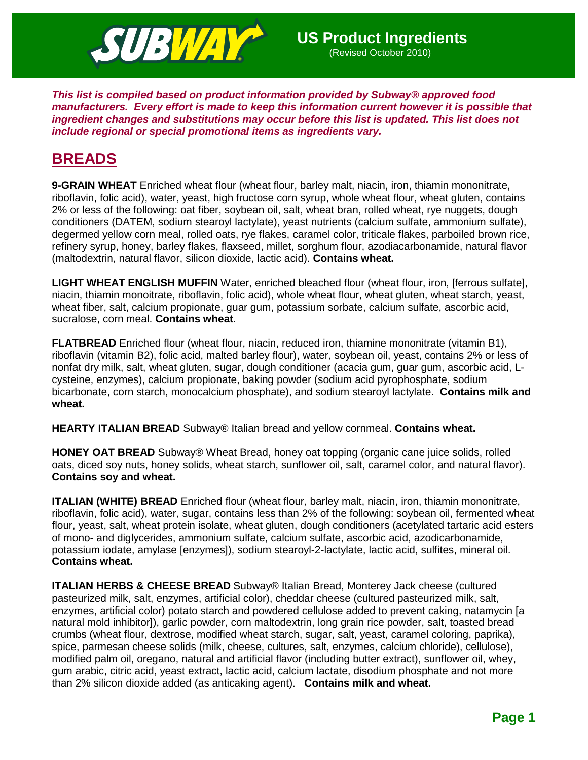# SUBWAY US Product Ingredients

(Revised October 2010)

***This list is compiled based on product information provided by Subway® approved food manufacturers. Every effort is made to keep this information current however it is possible that ingredient changes and substitutions may occur before this list is updated. This list does not include regional or special promotional items as ingredients vary.***

## BREADS

**9-GRAIN WHEAT** Enriched wheat flour (wheat flour, barley malt, niacin, iron, thiamin mononitrate, riboflavin, folic acid), water, yeast, high fructose corn syrup, whole wheat flour, wheat gluten, contains 2% or less of the following: oat fiber, soybean oil, salt, wheat bran, rolled wheat, rye nuggets, dough conditioners (DATEM, sodium stearoyl lactylate), yeast nutrients (calcium sulfate, ammonium sulfate), degermed yellow corn meal, rolled oats, rye flakes, caramel color, triticale flakes, parboiled brown rice, refinery syrup, honey, barley flakes, flaxseed, millet, sorghum flour, azodiacarbonamide, natural flavor (maltodextrin, natural flavor, silicon dioxide, lactic acid). **Contains wheat.**

**LIGHT WHEAT ENGLISH MUFFIN** Water, enriched bleached flour (wheat flour, iron, [ferrous sulfate], niacin, thiamin monoitrate, riboflavin, folic acid), whole wheat flour, wheat gluten, wheat starch, yeast, wheat fiber, salt, calcium propionate, guar gum, potassium sorbate, calcium sulfate, ascorbic acid, sucralose, corn meal. **Contains wheat**.

**FLATBREAD** Enriched flour (wheat flour, niacin, reduced iron, thiamine mononitrate (vitamin B1), riboflavin (vitamin B2), folic acid, malted barley flour), water, soybean oil, yeast, contains 2% or less of nonfat dry milk, salt, wheat gluten, sugar, dough conditioner (acacia gum, guar gum, ascorbic acid, L-cysteine, enzymes), calcium propionate, baking powder (sodium acid pyrophosphate, sodium bicarbonate, corn starch, monocalcium phosphate), and sodium stearoyl lactylate. **Contains milk and wheat.**

**HEARTY ITALIAN BREAD** Subway® Italian bread and yellow cornmeal. **Contains wheat.**

**HONEY OAT BREAD** Subway® Wheat Bread, honey oat topping (organic cane juice solids, rolled oats, diced soy nuts, honey solids, wheat starch, sunflower oil, salt, caramel color, and natural flavor). **Contains soy and wheat.**

**ITALIAN (WHITE) BREAD** Enriched flour (wheat flour, barley malt, niacin, iron, thiamin mononitrate, riboflavin, folic acid), water, sugar, contains less than 2% of the following: soybean oil, fermented wheat flour, yeast, salt, wheat protein isolate, wheat gluten, dough conditioners (acetylated tartaric acid esters of mono- and diglycerides, ammonium sulfate, calcium sulfate, ascorbic acid, azodicarbonamide, potassium iodate, amylase [enzymes]), sodium stearoyl-2-lactylate, lactic acid, sulfites, mineral oil. **Contains wheat.**

**ITALIAN HERBS & CHEESE BREAD** Subway® Italian Bread, Monterey Jack cheese (cultured pasteurized milk, salt, enzymes, artificial color), cheddar cheese (cultured pasteurized milk, salt, enzymes, artificial color) potato starch and powdered cellulose added to prevent caking, natamycin [a natural mold inhibitor]), garlic powder, corn maltodextrin, long grain rice powder, salt, toasted bread crumbs (wheat flour, dextrose, modified wheat starch, sugar, salt, yeast, caramel coloring, paprika), spice, parmesan cheese solids (milk, cheese, cultures, salt, enzymes, calcium chloride), cellulose), modified palm oil, oregano, natural and artificial flavor (including butter extract), sunflower oil, whey, gum arabic, citric acid, yeast extract, lactic acid, calcium lactate, disodium phosphate and not more than 2% silicon dioxide added (as anticaking agent). **Contains milk and wheat.**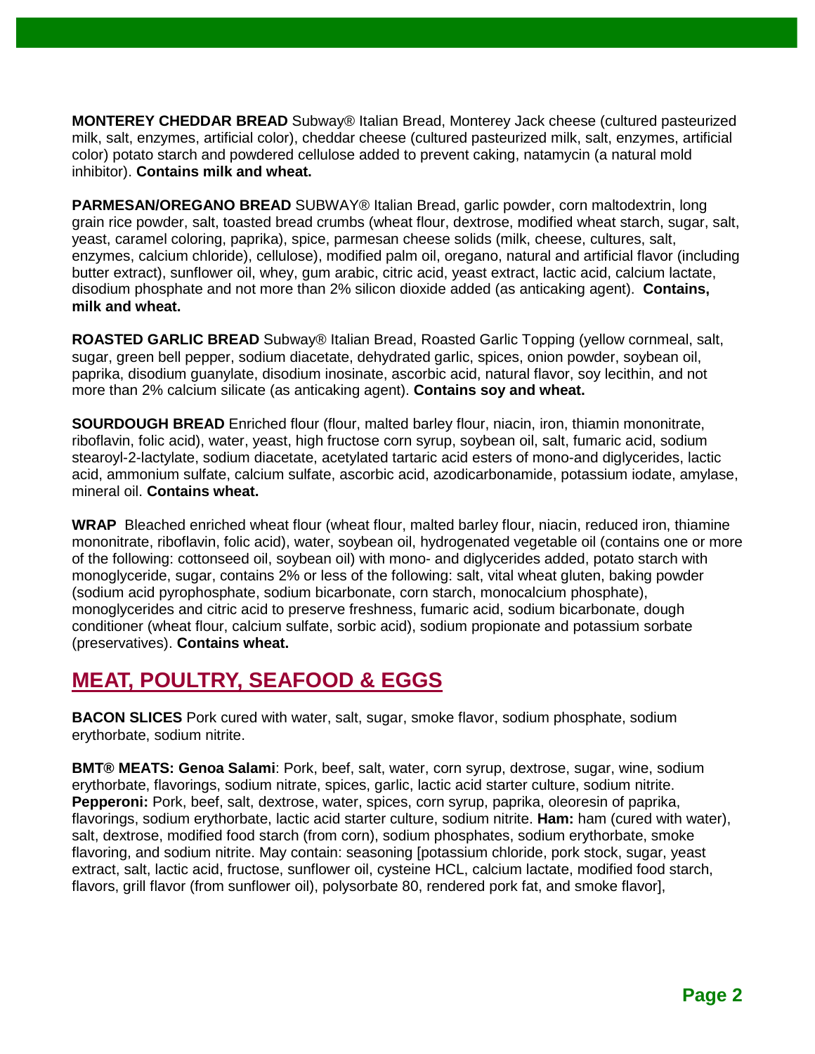**MONTEREY CHEDDAR BREAD** Subway® Italian Bread, Monterey Jack cheese (cultured pasteurized milk, salt, enzymes, artificial color), cheddar cheese (cultured pasteurized milk, salt, enzymes, artificial color) potato starch and powdered cellulose added to prevent caking, natamycin (a natural mold inhibitor). **Contains milk and wheat.**

**PARMESAN/OREGANO BREAD** SUBWAY® Italian Bread, garlic powder, corn maltodextrin, long grain rice powder, salt, toasted bread crumbs (wheat flour, dextrose, modified wheat starch, sugar, salt, yeast, caramel coloring, paprika), spice, parmesan cheese solids (milk, cheese, cultures, salt, enzymes, calcium chloride), cellulose), modified palm oil, oregano, natural and artificial flavor (including butter extract), sunflower oil, whey, gum arabic, citric acid, yeast extract, lactic acid, calcium lactate, disodium phosphate and not more than 2% silicon dioxide added (as anticaking agent). **Contains, milk and wheat.**

**ROASTED GARLIC BREAD** Subway® Italian Bread, Roasted Garlic Topping (yellow cornmeal, salt, sugar, green bell pepper, sodium diacetate, dehydrated garlic, spices, onion powder, soybean oil, paprika, disodium guanylate, disodium inosinate, ascorbic acid, natural flavor, soy lecithin, and not more than 2% calcium silicate (as anticaking agent). **Contains soy and wheat.**

**SOURDOUGH BREAD** Enriched flour (flour, malted barley flour, niacin, iron, thiamin mononitrate, riboflavin, folic acid), water, yeast, high fructose corn syrup, soybean oil, salt, fumaric acid, sodium stearoyl-2-lactylate, sodium diacetate, acetylated tartaric acid esters of mono-and diglycerides, lactic acid, ammonium sulfate, calcium sulfate, ascorbic acid, azodicarbonamide, potassium iodate, amylase, mineral oil. **Contains wheat.**

**WRAP** Bleached enriched wheat flour (wheat flour, malted barley flour, niacin, reduced iron, thiamine mononitrate, riboflavin, folic acid), water, soybean oil, hydrogenated vegetable oil (contains one or more of the following: cottonseed oil, soybean oil) with mono- and diglycerides added, potato starch with monoglyceride, sugar, contains 2% or less of the following: salt, vital wheat gluten, baking powder (sodium acid pyrophosphate, sodium bicarbonate, corn starch, monocalcium phosphate), monoglycerides and citric acid to preserve freshness, fumaric acid, sodium bicarbonate, dough conditioner (wheat flour, calcium sulfate, sorbic acid), sodium propionate and potassium sorbate (preservatives). **Contains wheat.**

## MEAT, POULTRY, SEAFOOD & EGGS

**BACON SLICES** Pork cured with water, salt, sugar, smoke flavor, sodium phosphate, sodium erythorbate, sodium nitrite.

**BMT® MEATS: Genoa Salami**: Pork, beef, salt, water, corn syrup, dextrose, sugar, wine, sodium erythorbate, flavorings, sodium nitrate, spices, garlic, lactic acid starter culture, sodium nitrite. **Pepperoni:** Pork, beef, salt, dextrose, water, spices, corn syrup, paprika, oleoresin of paprika, flavorings, sodium erythorbate, lactic acid starter culture, sodium nitrite. **Ham:** ham (cured with water), salt, dextrose, modified food starch (from corn), sodium phosphates, sodium erythorbate, smoke flavoring, and sodium nitrite. May contain: seasoning [potassium chloride, pork stock, sugar, yeast extract, salt, lactic acid, fructose, sunflower oil, cysteine HCL, calcium lactate, modified food starch, flavors, grill flavor (from sunflower oil), polysorbate 80, rendered pork fat, and smoke flavor],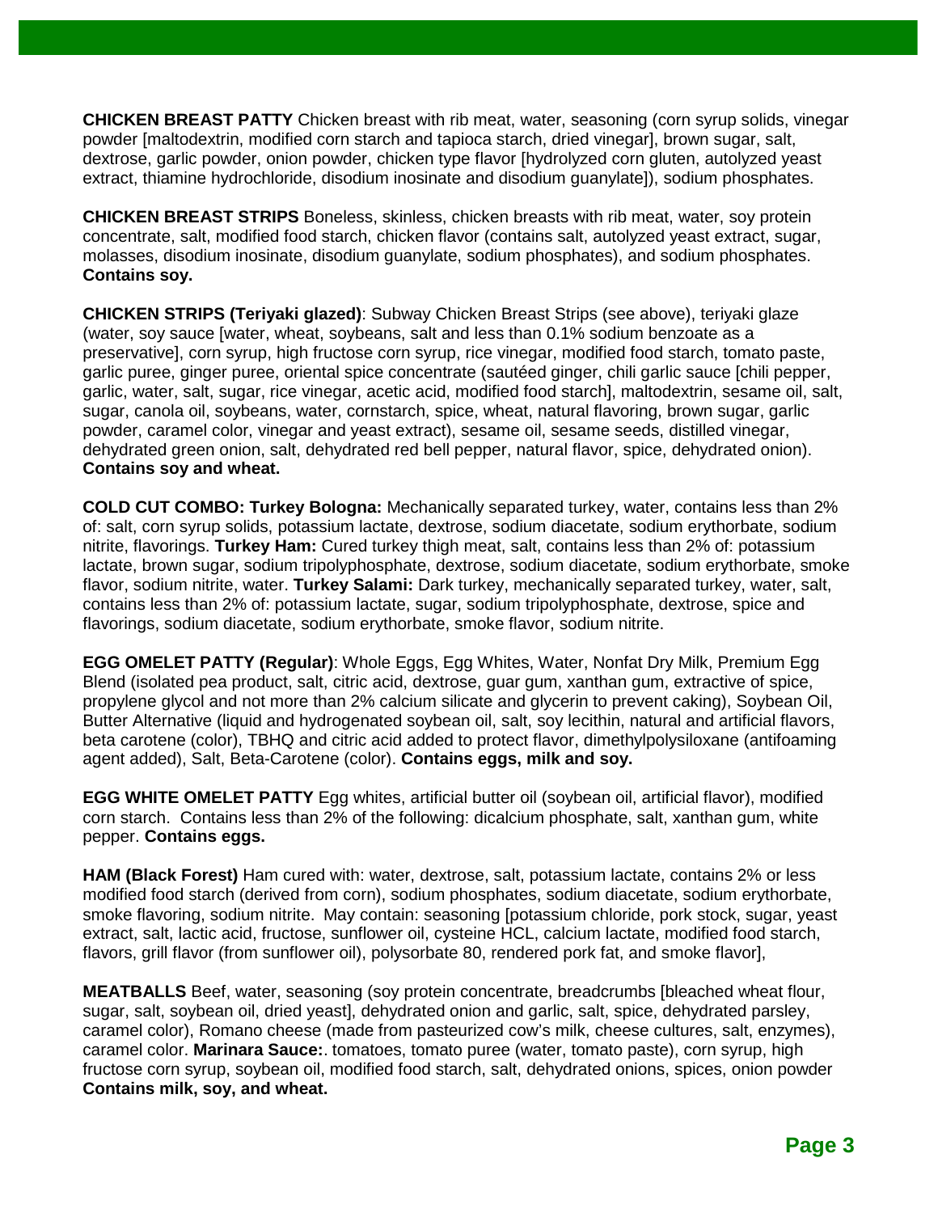**CHICKEN BREAST PATTY** Chicken breast with rib meat, water, seasoning (corn syrup solids, vinegar powder [maltodextrin, modified corn starch and tapioca starch, dried vinegar], brown sugar, salt, dextrose, garlic powder, onion powder, chicken type flavor [hydrolyzed corn gluten, autolyzed yeast extract, thiamine hydrochloride, disodium inosinate and disodium guanylate]), sodium phosphates.

**CHICKEN BREAST STRIPS** Boneless, skinless, chicken breasts with rib meat, water, soy protein concentrate, salt, modified food starch, chicken flavor (contains salt, autolyzed yeast extract, sugar, molasses, disodium inosinate, disodium guanylate, sodium phosphates), and sodium phosphates. **Contains soy.**

**CHICKEN STRIPS (Teriyaki glazed)**: Subway Chicken Breast Strips (see above), teriyaki glaze (water, soy sauce [water, wheat, soybeans, salt and less than 0.1% sodium benzoate as a preservative], corn syrup, high fructose corn syrup, rice vinegar, modified food starch, tomato paste, garlic puree, ginger puree, oriental spice concentrate (sautéed ginger, chili garlic sauce [chili pepper, garlic, water, salt, sugar, rice vinegar, acetic acid, modified food starch], maltodextrin, sesame oil, salt, sugar, canola oil, soybeans, water, cornstarch, spice, wheat, natural flavoring, brown sugar, garlic powder, caramel color, vinegar and yeast extract), sesame oil, sesame seeds, distilled vinegar, dehydrated green onion, salt, dehydrated red bell pepper, natural flavor, spice, dehydrated onion). **Contains soy and wheat.**

**COLD CUT COMBO: Turkey Bologna:** Mechanically separated turkey, water, contains less than 2% of: salt, corn syrup solids, potassium lactate, dextrose, sodium diacetate, sodium erythorbate, sodium nitrite, flavorings. **Turkey Ham:** Cured turkey thigh meat, salt, contains less than 2% of: potassium lactate, brown sugar, sodium tripolyphosphate, dextrose, sodium diacetate, sodium erythorbate, smoke flavor, sodium nitrite, water. **Turkey Salami:** Dark turkey, mechanically separated turkey, water, salt, contains less than 2% of: potassium lactate, sugar, sodium tripolyphosphate, dextrose, spice and flavorings, sodium diacetate, sodium erythorbate, smoke flavor, sodium nitrite.

**EGG OMELET PATTY (Regular)**: Whole Eggs, Egg Whites, Water, Nonfat Dry Milk, Premium Egg Blend (isolated pea product, salt, citric acid, dextrose, guar gum, xanthan gum, extractive of spice, propylene glycol and not more than 2% calcium silicate and glycerin to prevent caking), Soybean Oil, Butter Alternative (liquid and hydrogenated soybean oil, salt, soy lecithin, natural and artificial flavors, beta carotene (color), TBHQ and citric acid added to protect flavor, dimethylpolysiloxane (antifoaming agent added), Salt, Beta-Carotene (color). **Contains eggs, milk and soy.**

**EGG WHITE OMELET PATTY** Egg whites, artificial butter oil (soybean oil, artificial flavor), modified corn starch. Contains less than 2% of the following: dicalcium phosphate, salt, xanthan gum, white pepper. **Contains eggs.**

**HAM (Black Forest)** Ham cured with: water, dextrose, salt, potassium lactate, contains 2% or less modified food starch (derived from corn), sodium phosphates, sodium diacetate, sodium erythorbate, smoke flavoring, sodium nitrite. May contain: seasoning [potassium chloride, pork stock, sugar, yeast extract, salt, lactic acid, fructose, sunflower oil, cysteine HCL, calcium lactate, modified food starch, flavors, grill flavor (from sunflower oil), polysorbate 80, rendered pork fat, and smoke flavor],

**MEATBALLS** Beef, water, seasoning (soy protein concentrate, breadcrumbs [bleached wheat flour, sugar, salt, soybean oil, dried yeast], dehydrated onion and garlic, salt, spice, dehydrated parsley, caramel color), Romano cheese (made from pasteurized cow's milk, cheese cultures, salt, enzymes), caramel color. **Marinara Sauce:**. tomatoes, tomato puree (water, tomato paste), corn syrup, high fructose corn syrup, soybean oil, modified food starch, salt, dehydrated onions, spices, onion powder **Contains milk, soy, and wheat.**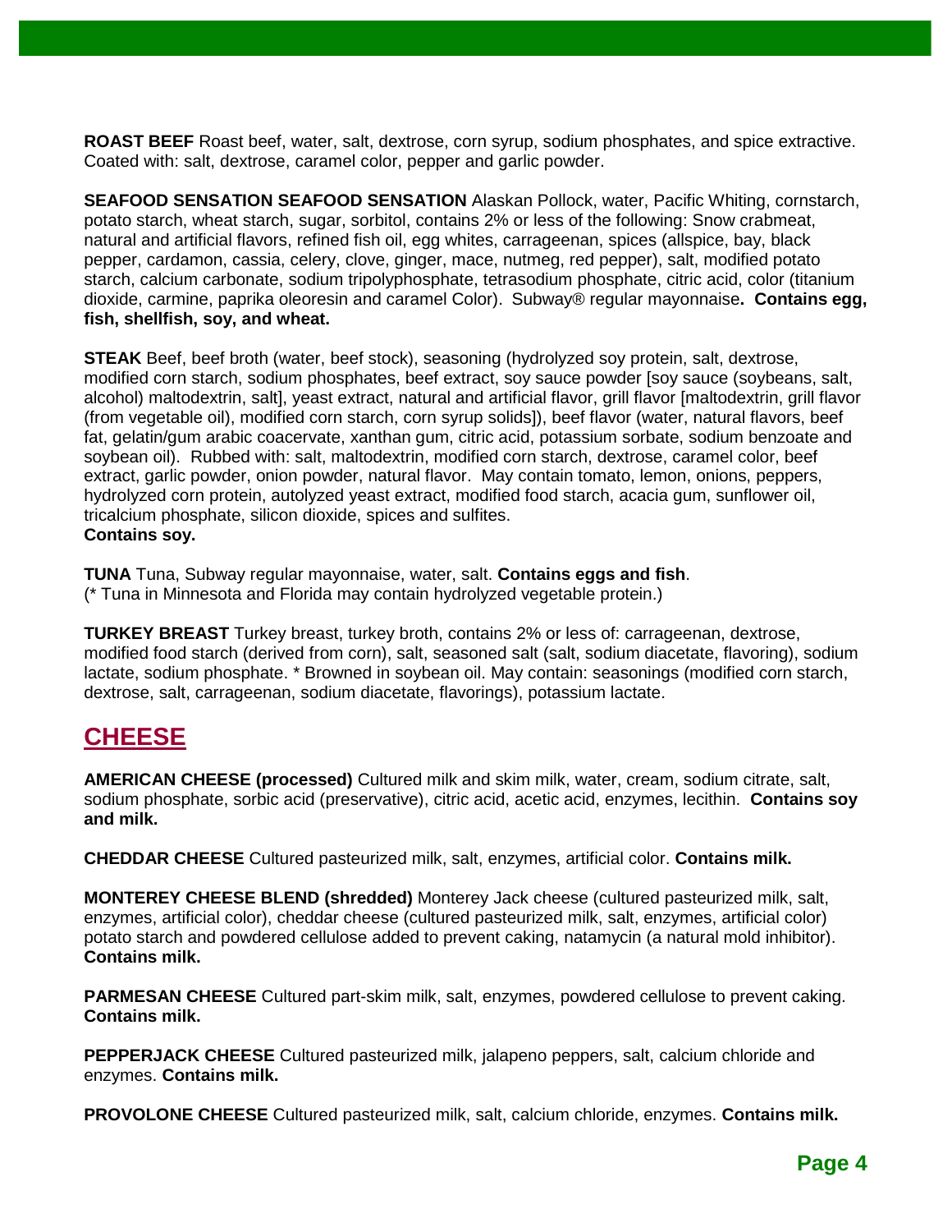**ROAST BEEF** Roast beef, water, salt, dextrose, corn syrup, sodium phosphates, and spice extractive. Coated with: salt, dextrose, caramel color, pepper and garlic powder.

**SEAFOOD SENSATION SEAFOOD SENSATION** Alaskan Pollock, water, Pacific Whiting, cornstarch, potato starch, wheat starch, sugar, sorbitol, contains 2% or less of the following: Snow crabmeat, natural and artificial flavors, refined fish oil, egg whites, carrageenan, spices (allspice, bay, black pepper, cardamon, cassia, celery, clove, ginger, mace, nutmeg, red pepper), salt, modified potato starch, calcium carbonate, sodium tripolyphosphate, tetrasodium phosphate, citric acid, color (titanium dioxide, carmine, paprika oleoresin and caramel Color). Subway® regular mayonnaise**. Contains egg, fish, shellfish, soy, and wheat.**

**STEAK** Beef, beef broth (water, beef stock), seasoning (hydrolyzed soy protein, salt, dextrose, modified corn starch, sodium phosphates, beef extract, soy sauce powder [soy sauce (soybeans, salt, alcohol) maltodextrin, salt], yeast extract, natural and artificial flavor, grill flavor [maltodextrin, grill flavor (from vegetable oil), modified corn starch, corn syrup solids]), beef flavor (water, natural flavors, beef fat, gelatin/gum arabic coacervate, xanthan gum, citric acid, potassium sorbate, sodium benzoate and soybean oil). Rubbed with: salt, maltodextrin, modified corn starch, dextrose, caramel color, beef extract, garlic powder, onion powder, natural flavor. May contain tomato, lemon, onions, peppers, hydrolyzed corn protein, autolyzed yeast extract, modified food starch, acacia gum, sunflower oil, tricalcium phosphate, silicon dioxide, spices and sulfites.
**Contains soy.**

**TUNA** Tuna, Subway regular mayonnaise, water, salt. **Contains eggs and fish**.
(* Tuna in Minnesota and Florida may contain hydrolyzed vegetable protein.)

**TURKEY BREAST** Turkey breast, turkey broth, contains 2% or less of: carrageenan, dextrose, modified food starch (derived from corn), salt, seasoned salt (salt, sodium diacetate, flavoring), sodium lactate, sodium phosphate. * Browned in soybean oil. May contain: seasonings (modified corn starch, dextrose, salt, carrageenan, sodium diacetate, flavorings), potassium lactate.

## CHEESE

**AMERICAN CHEESE (processed)** Cultured milk and skim milk, water, cream, sodium citrate, salt, sodium phosphate, sorbic acid (preservative), citric acid, acetic acid, enzymes, lecithin. **Contains soy and milk.**

**CHEDDAR CHEESE** Cultured pasteurized milk, salt, enzymes, artificial color. **Contains milk.**

**MONTEREY CHEESE BLEND (shredded)** Monterey Jack cheese (cultured pasteurized milk, salt, enzymes, artificial color), cheddar cheese (cultured pasteurized milk, salt, enzymes, artificial color) potato starch and powdered cellulose added to prevent caking, natamycin (a natural mold inhibitor).
**Contains milk.**

**PARMESAN CHEESE** Cultured part-skim milk, salt, enzymes, powdered cellulose to prevent caking.
**Contains milk.**

**PEPPERJACK CHEESE** Cultured pasteurized milk, jalapeno peppers, salt, calcium chloride and enzymes. **Contains milk.**

**PROVOLONE CHEESE** Cultured pasteurized milk, salt, calcium chloride, enzymes. **Contains milk.**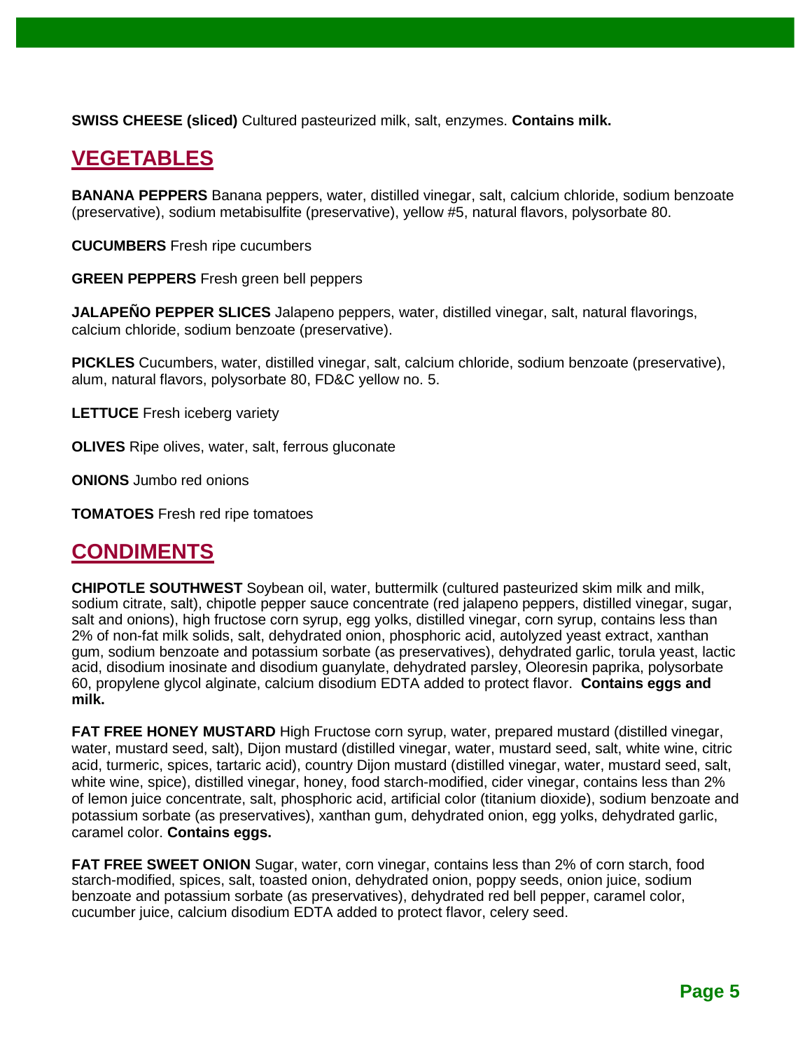**SWISS CHEESE (sliced)** Cultured pasteurized milk, salt, enzymes. **Contains milk.**

## VEGETABLES

**BANANA PEPPERS** Banana peppers, water, distilled vinegar, salt, calcium chloride, sodium benzoate (preservative), sodium metabisulfite (preservative), yellow #5, natural flavors, polysorbate 80.

**CUCUMBERS** Fresh ripe cucumbers

**GREEN PEPPERS** Fresh green bell peppers

**JALAPEÑO PEPPER SLICES** Jalapeno peppers, water, distilled vinegar, salt, natural flavorings, calcium chloride, sodium benzoate (preservative).

**PICKLES** Cucumbers, water, distilled vinegar, salt, calcium chloride, sodium benzoate (preservative), alum, natural flavors, polysorbate 80, FD&C yellow no. 5.

**LETTUCE** Fresh iceberg variety

**OLIVES** Ripe olives, water, salt, ferrous gluconate

**ONIONS** Jumbo red onions

**TOMATOES** Fresh red ripe tomatoes

## CONDIMENTS

**CHIPOTLE SOUTHWEST** Soybean oil, water, buttermilk (cultured pasteurized skim milk and milk, sodium citrate, salt), chipotle pepper sauce concentrate (red jalapeno peppers, distilled vinegar, sugar, salt and onions), high fructose corn syrup, egg yolks, distilled vinegar, corn syrup, contains less than 2% of non-fat milk solids, salt, dehydrated onion, phosphoric acid, autolyzed yeast extract, xanthan gum, sodium benzoate and potassium sorbate (as preservatives), dehydrated garlic, torula yeast, lactic acid, disodium inosinate and disodium guanylate, dehydrated parsley, Oleoresin paprika, polysorbate 60, propylene glycol alginate, calcium disodium EDTA added to protect flavor. **Contains eggs and milk.**

**FAT FREE HONEY MUSTARD** High Fructose corn syrup, water, prepared mustard (distilled vinegar, water, mustard seed, salt), Dijon mustard (distilled vinegar, water, mustard seed, salt, white wine, citric acid, turmeric, spices, tartaric acid), country Dijon mustard (distilled vinegar, water, mustard seed, salt, white wine, spice), distilled vinegar, honey, food starch-modified, cider vinegar, contains less than 2% of lemon juice concentrate, salt, phosphoric acid, artificial color (titanium dioxide), sodium benzoate and potassium sorbate (as preservatives), xanthan gum, dehydrated onion, egg yolks, dehydrated garlic, caramel color. **Contains eggs.**

**FAT FREE SWEET ONION** Sugar, water, corn vinegar, contains less than 2% of corn starch, food starch-modified, spices, salt, toasted onion, dehydrated onion, poppy seeds, onion juice, sodium benzoate and potassium sorbate (as preservatives), dehydrated red bell pepper, caramel color, cucumber juice, calcium disodium EDTA added to protect flavor, celery seed.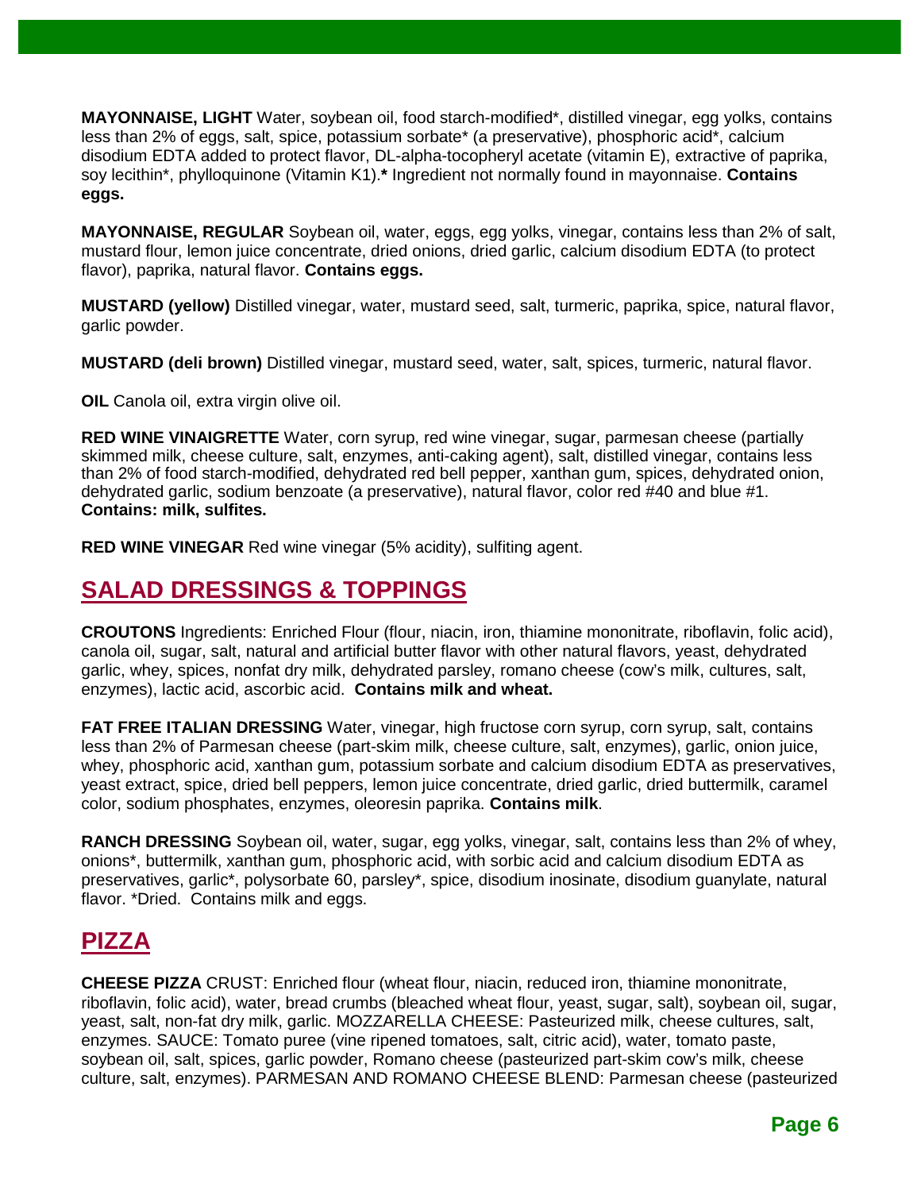**MAYONNAISE, LIGHT** Water, soybean oil, food starch-modified*, distilled vinegar, egg yolks, contains less than 2% of eggs, salt, spice, potassium sorbate* (a preservative), phosphoric acid*, calcium disodium EDTA added to protect flavor, DL-alpha-tocopheryl acetate (vitamin E), extractive of paprika, soy lecithin*, phylloquinone (Vitamin K1).***** Ingredient not normally found in mayonnaise. **Contains eggs.**

**MAYONNAISE, REGULAR** Soybean oil, water, eggs, egg yolks, vinegar, contains less than 2% of salt, mustard flour, lemon juice concentrate, dried onions, dried garlic, calcium disodium EDTA (to protect flavor), paprika, natural flavor. **Contains eggs.**

**MUSTARD (yellow)** Distilled vinegar, water, mustard seed, salt, turmeric, paprika, spice, natural flavor, garlic powder.

**MUSTARD (deli brown)** Distilled vinegar, mustard seed, water, salt, spices, turmeric, natural flavor.

**OIL** Canola oil, extra virgin olive oil.

**RED WINE VINAIGRETTE** Water, corn syrup, red wine vinegar, sugar, parmesan cheese (partially skimmed milk, cheese culture, salt, enzymes, anti-caking agent), salt, distilled vinegar, contains less than 2% of food starch-modified, dehydrated red bell pepper, xanthan gum, spices, dehydrated onion, dehydrated garlic, sodium benzoate (a preservative), natural flavor, color red #40 and blue #1. **Contains: milk, sulfites.**

**RED WINE VINEGAR** Red wine vinegar (5% acidity), sulfiting agent.

## SALAD DRESSINGS & TOPPINGS

**CROUTONS** Ingredients: Enriched Flour (flour, niacin, iron, thiamine mononitrate, riboflavin, folic acid), canola oil, sugar, salt, natural and artificial butter flavor with other natural flavors, yeast, dehydrated garlic, whey, spices, nonfat dry milk, dehydrated parsley, romano cheese (cow's milk, cultures, salt, enzymes), lactic acid, ascorbic acid. **Contains milk and wheat.**

**FAT FREE ITALIAN DRESSING** Water, vinegar, high fructose corn syrup, corn syrup, salt, contains less than 2% of Parmesan cheese (part-skim milk, cheese culture, salt, enzymes), garlic, onion juice, whey, phosphoric acid, xanthan gum, potassium sorbate and calcium disodium EDTA as preservatives, yeast extract, spice, dried bell peppers, lemon juice concentrate, dried garlic, dried buttermilk, caramel color, sodium phosphates, enzymes, oleoresin paprika. **Contains milk**.

**RANCH DRESSING** Soybean oil, water, sugar, egg yolks, vinegar, salt, contains less than 2% of whey, onions*, buttermilk, xanthan gum, phosphoric acid, with sorbic acid and calcium disodium EDTA as preservatives, garlic*, polysorbate 60, parsley*, spice, disodium inosinate, disodium guanylate, natural flavor. *Dried. Contains milk and eggs.

## PIZZA

**CHEESE PIZZA** CRUST: Enriched flour (wheat flour, niacin, reduced iron, thiamine mononitrate, riboflavin, folic acid), water, bread crumbs (bleached wheat flour, yeast, sugar, salt), soybean oil, sugar, yeast, salt, non-fat dry milk, garlic. MOZZARELLA CHEESE: Pasteurized milk, cheese cultures, salt, enzymes. SAUCE: Tomato puree (vine ripened tomatoes, salt, citric acid), water, tomato paste, soybean oil, salt, spices, garlic powder, Romano cheese (pasteurized part-skim cow's milk, cheese culture, salt, enzymes). PARMESAN AND ROMANO CHEESE BLEND: Parmesan cheese (pasteurized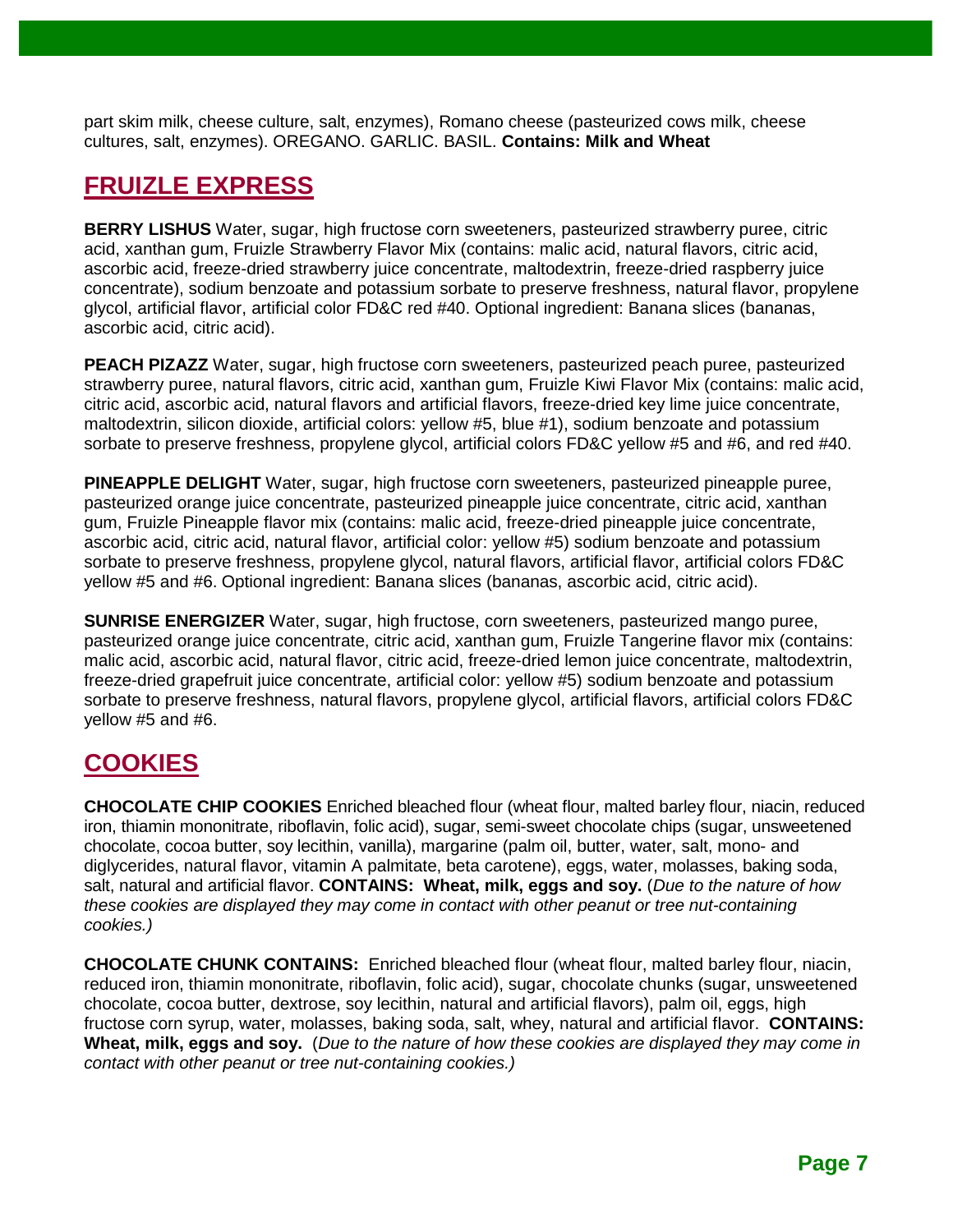part skim milk, cheese culture, salt, enzymes), Romano cheese (pasteurized cows milk, cheese cultures, salt, enzymes). OREGANO. GARLIC. BASIL. **Contains: Milk and Wheat**

## FRUIZLE EXPRESS

**BERRY LISHUS** Water, sugar, high fructose corn sweeteners, pasteurized strawberry puree, citric acid, xanthan gum, Fruizle Strawberry Flavor Mix (contains: malic acid, natural flavors, citric acid, ascorbic acid, freeze-dried strawberry juice concentrate, maltodextrin, freeze-dried raspberry juice concentrate), sodium benzoate and potassium sorbate to preserve freshness, natural flavor, propylene glycol, artificial flavor, artificial color FD&C red #40. Optional ingredient: Banana slices (bananas, ascorbic acid, citric acid).

**PEACH PIZAZZ** Water, sugar, high fructose corn sweeteners, pasteurized peach puree, pasteurized strawberry puree, natural flavors, citric acid, xanthan gum, Fruizle Kiwi Flavor Mix (contains: malic acid, citric acid, ascorbic acid, natural flavors and artificial flavors, freeze-dried key lime juice concentrate, maltodextrin, silicon dioxide, artificial colors: yellow #5, blue #1), sodium benzoate and potassium sorbate to preserve freshness, propylene glycol, artificial colors FD&C yellow #5 and #6, and red #40.

**PINEAPPLE DELIGHT** Water, sugar, high fructose corn sweeteners, pasteurized pineapple puree, pasteurized orange juice concentrate, pasteurized pineapple juice concentrate, citric acid, xanthan gum, Fruizle Pineapple flavor mix (contains: malic acid, freeze-dried pineapple juice concentrate, ascorbic acid, citric acid, natural flavor, artificial color: yellow #5) sodium benzoate and potassium sorbate to preserve freshness, propylene glycol, natural flavors, artificial flavor, artificial colors FD&C yellow #5 and #6. Optional ingredient: Banana slices (bananas, ascorbic acid, citric acid).

**SUNRISE ENERGIZER** Water, sugar, high fructose, corn sweeteners, pasteurized mango puree, pasteurized orange juice concentrate, citric acid, xanthan gum, Fruizle Tangerine flavor mix (contains: malic acid, ascorbic acid, natural flavor, citric acid, freeze-dried lemon juice concentrate, maltodextrin, freeze-dried grapefruit juice concentrate, artificial color: yellow #5) sodium benzoate and potassium sorbate to preserve freshness, natural flavors, propylene glycol, artificial flavors, artificial colors FD&C yellow #5 and #6.

## COOKIES

**CHOCOLATE CHIP COOKIES** Enriched bleached flour (wheat flour, malted barley flour, niacin, reduced iron, thiamin mononitrate, riboflavin, folic acid), sugar, semi-sweet chocolate chips (sugar, unsweetened chocolate, cocoa butter, soy lecithin, vanilla), margarine (palm oil, butter, water, salt, mono- and diglycerides, natural flavor, vitamin A palmitate, beta carotene), eggs, water, molasses, baking soda, salt, natural and artificial flavor. **CONTAINS: Wheat, milk, eggs and soy.** (*Due to the nature of how these cookies are displayed they may come in contact with other peanut or tree nut-containing cookies.)*

**CHOCOLATE CHUNK CONTAINS:** Enriched bleached flour (wheat flour, malted barley flour, niacin, reduced iron, thiamin mononitrate, riboflavin, folic acid), sugar, chocolate chunks (sugar, unsweetened chocolate, cocoa butter, dextrose, soy lecithin, natural and artificial flavors), palm oil, eggs, high fructose corn syrup, water, molasses, baking soda, salt, whey, natural and artificial flavor. **CONTAINS: Wheat, milk, eggs and soy.** (*Due to the nature of how these cookies are displayed they may come in contact with other peanut or tree nut-containing cookies.)*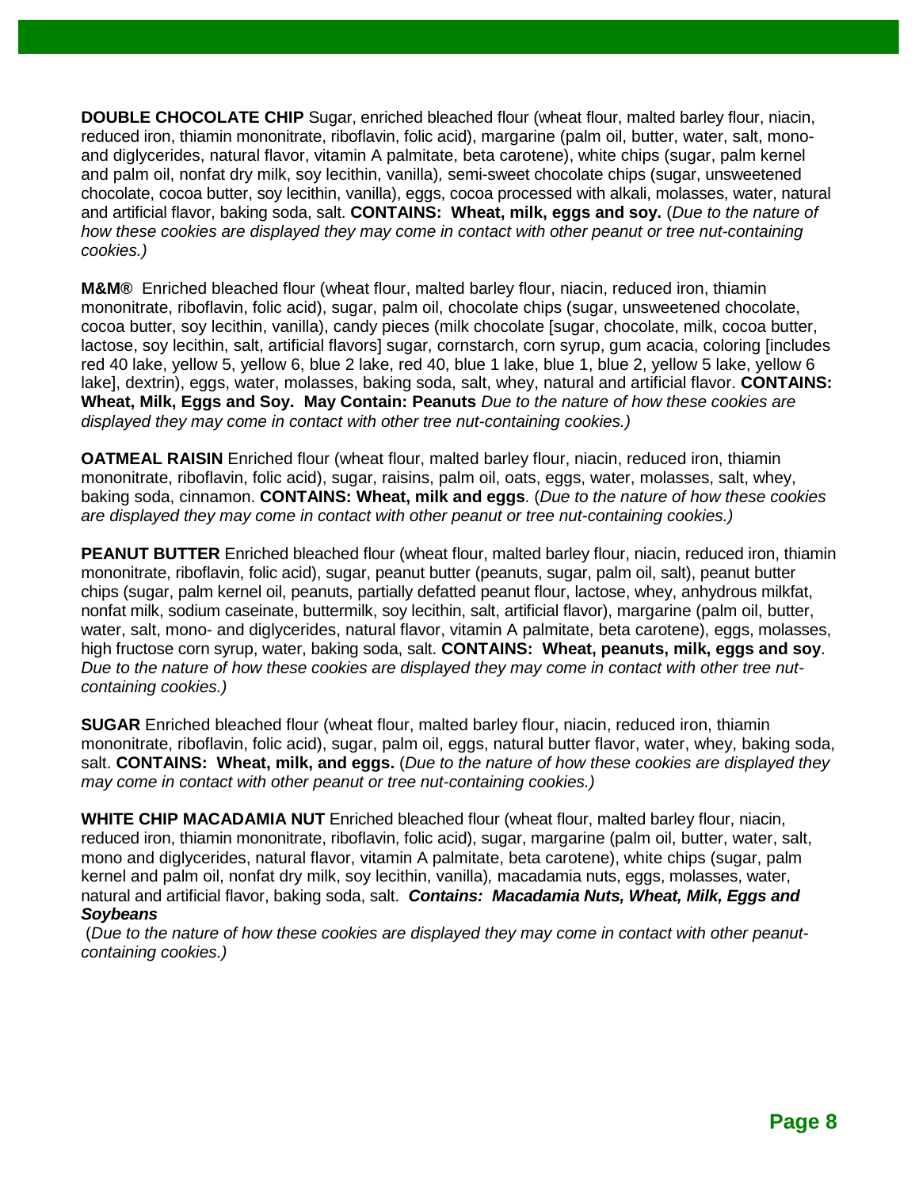**DOUBLE CHOCOLATE CHIP** Sugar, enriched bleached flour (wheat flour, malted barley flour, niacin, reduced iron, thiamin mononitrate, riboflavin, folic acid), margarine (palm oil, butter, water, salt, mono- and diglycerides, natural flavor, vitamin A palmitate, beta carotene), white chips (sugar, palm kernel and palm oil, nonfat dry milk, soy lecithin, vanilla), semi-sweet chocolate chips (sugar, unsweetened chocolate, cocoa butter, soy lecithin, vanilla), eggs, cocoa processed with alkali, molasses, water, natural and artificial flavor, baking soda, salt. **CONTAINS: Wheat, milk, eggs and soy.** (*Due to the nature of how these cookies are displayed they may come in contact with other peanut or tree nut-containing cookies.)*

**M&M®** Enriched bleached flour (wheat flour, malted barley flour, niacin, reduced iron, thiamin mononitrate, riboflavin, folic acid), sugar, palm oil, chocolate chips (sugar, unsweetened chocolate, cocoa butter, soy lecithin, vanilla), candy pieces (milk chocolate [sugar, chocolate, milk, cocoa butter, lactose, soy lecithin, salt, artificial flavors] sugar, cornstarch, corn syrup, gum acacia, coloring [includes red 40 lake, yellow 5, yellow 6, blue 2 lake, red 40, blue 1 lake, blue 1, blue 2, yellow 5 lake, yellow 6 lake], dextrin), eggs, water, molasses, baking soda, salt, whey, natural and artificial flavor. **CONTAINS: Wheat, Milk, Eggs and Soy. May Contain: Peanuts** *Due to the nature of how these cookies are displayed they may come in contact with other tree nut-containing cookies.)*

**OATMEAL RAISIN** Enriched flour (wheat flour, malted barley flour, niacin, reduced iron, thiamin mononitrate, riboflavin, folic acid), sugar, raisins, palm oil, oats, eggs, water, molasses, salt, whey, baking soda, cinnamon. **CONTAINS: Wheat, milk and eggs**. (*Due to the nature of how these cookies are displayed they may come in contact with other peanut or tree nut-containing cookies.)*

**PEANUT BUTTER** Enriched bleached flour (wheat flour, malted barley flour, niacin, reduced iron, thiamin mononitrate, riboflavin, folic acid), sugar, peanut butter (peanuts, sugar, palm oil, salt), peanut butter chips (sugar, palm kernel oil, peanuts, partially defatted peanut flour, lactose, whey, anhydrous milkfat, nonfat milk, sodium caseinate, buttermilk, soy lecithin, salt, artificial flavor), margarine (palm oil, butter, water, salt, mono- and diglycerides, natural flavor, vitamin A palmitate, beta carotene), eggs, molasses, high fructose corn syrup, water, baking soda, salt. **CONTAINS: Wheat, peanuts, milk, eggs and soy**. *Due to the nature of how these cookies are displayed they may come in contact with other tree nut-containing cookies.)*

**SUGAR** Enriched bleached flour (wheat flour, malted barley flour, niacin, reduced iron, thiamin mononitrate, riboflavin, folic acid), sugar, palm oil, eggs, natural butter flavor, water, whey, baking soda, salt. **CONTAINS: Wheat, milk, and eggs.** (*Due to the nature of how these cookies are displayed they may come in contact with other peanut or tree nut-containing cookies.)*

**WHITE CHIP MACADAMIA NUT** Enriched bleached flour (wheat flour, malted barley flour, niacin, reduced iron, thiamin mononitrate, riboflavin, folic acid), sugar, margarine (palm oil, butter, water, salt, mono and diglycerides, natural flavor, vitamin A palmitate, beta carotene), white chips (sugar, palm kernel and palm oil, nonfat dry milk, soy lecithin, vanilla), macadamia nuts, eggs, molasses, water, natural and artificial flavor, baking soda, salt. ***Contains: Macadamia Nuts, Wheat, Milk, Eggs and Soybeans***

(*Due to the nature of how these cookies are displayed they may come in contact with other peanut-containing cookies.)*